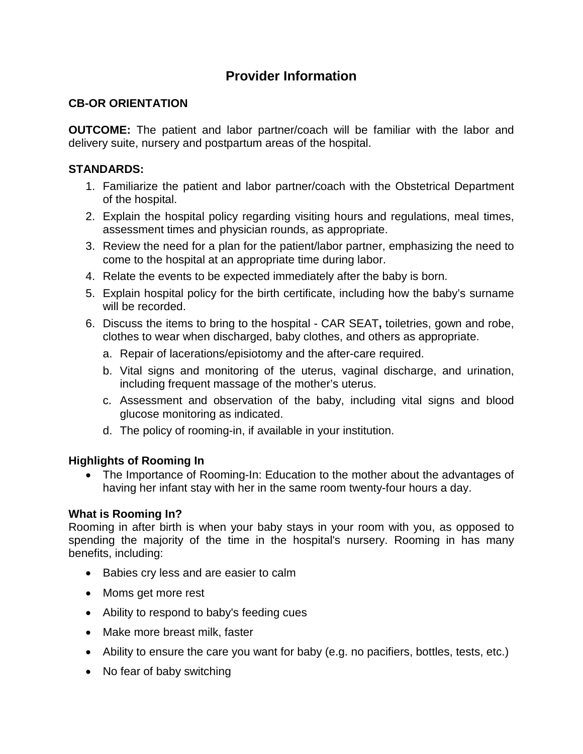# Provider Information

**CB-OR ORIENTATION**

**OUTCOME:** The patient and labor partner/coach will be familiar with the labor and delivery suite, nursery and postpartum areas of the hospital.

**STANDARDS:**

1. Familiarize the patient and labor partner/coach with the Obstetrical Department of the hospital.
2. Explain the hospital policy regarding visiting hours and regulations, meal times, assessment times and physician rounds, as appropriate.
3. Review the need for a plan for the patient/labor partner, emphasizing the need to come to the hospital at an appropriate time during labor.
4. Relate the events to be expected immediately after the baby is born.
5. Explain hospital policy for the birth certificate, including how the baby's surname will be recorded.
6. Discuss the items to bring to the hospital - CAR SEAT**,** toiletries, gown and robe, clothes to wear when discharged, baby clothes, and others as appropriate.
   a. Repair of lacerations/episiotomy and the after-care required.
   b. Vital signs and monitoring of the uterus, vaginal discharge, and urination, including frequent massage of the mother's uterus.
   c. Assessment and observation of the baby, including vital signs and blood glucose monitoring as indicated.
   d. The policy of rooming-in, if available in your institution.

**Highlights of Rooming In**

- The Importance of Rooming-In: Education to the mother about the advantages of having her infant stay with her in the same room twenty-four hours a day.

**What is Rooming In?**

Rooming in after birth is when your baby stays in your room with you, as opposed to spending the majority of the time in the hospital's nursery. Rooming in has many benefits, including:

- Babies cry less and are easier to calm
- Moms get more rest
- Ability to respond to baby's feeding cues
- Make more breast milk, faster
- Ability to ensure the care you want for baby (e.g. no pacifiers, bottles, tests, etc.)
- No fear of baby switching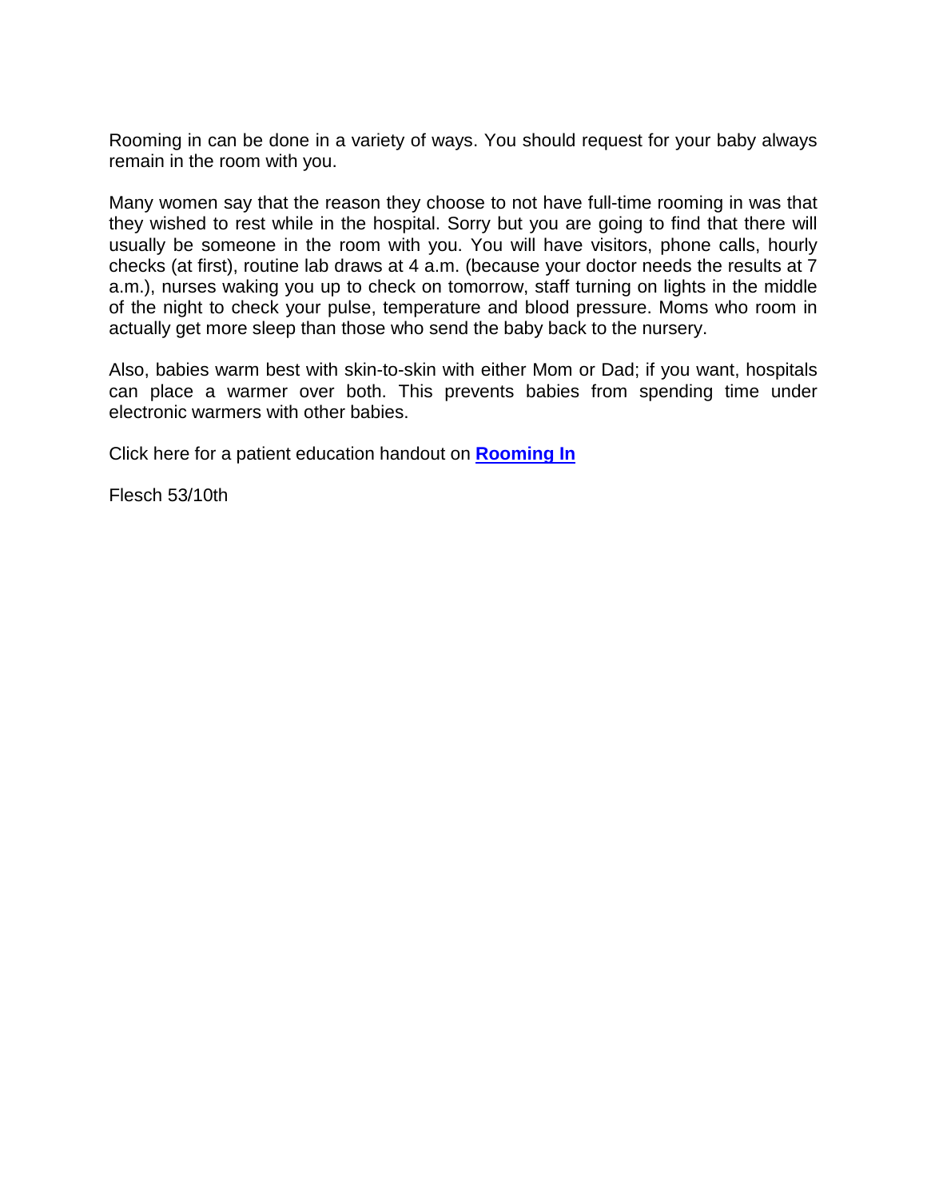Rooming in can be done in a variety of ways. You should request for your baby always remain in the room with you.

Many women say that the reason they choose to not have full-time rooming in was that they wished to rest while in the hospital. Sorry but you are going to find that there will usually be someone in the room with you. You will have visitors, phone calls, hourly checks (at first), routine lab draws at 4 a.m. (because your doctor needs the results at 7 a.m.), nurses waking you up to check on tomorrow, staff turning on lights in the middle of the night to check your pulse, temperature and blood pressure. Moms who room in actually get more sleep than those who send the baby back to the nursery.

Also, babies warm best with skin-to-skin with either Mom or Dad; if you want, hospitals can place a warmer over both. This prevents babies from spending time under electronic warmers with other babies.

Click here for a patient education handout on **Rooming In**

Flesch 53/10th